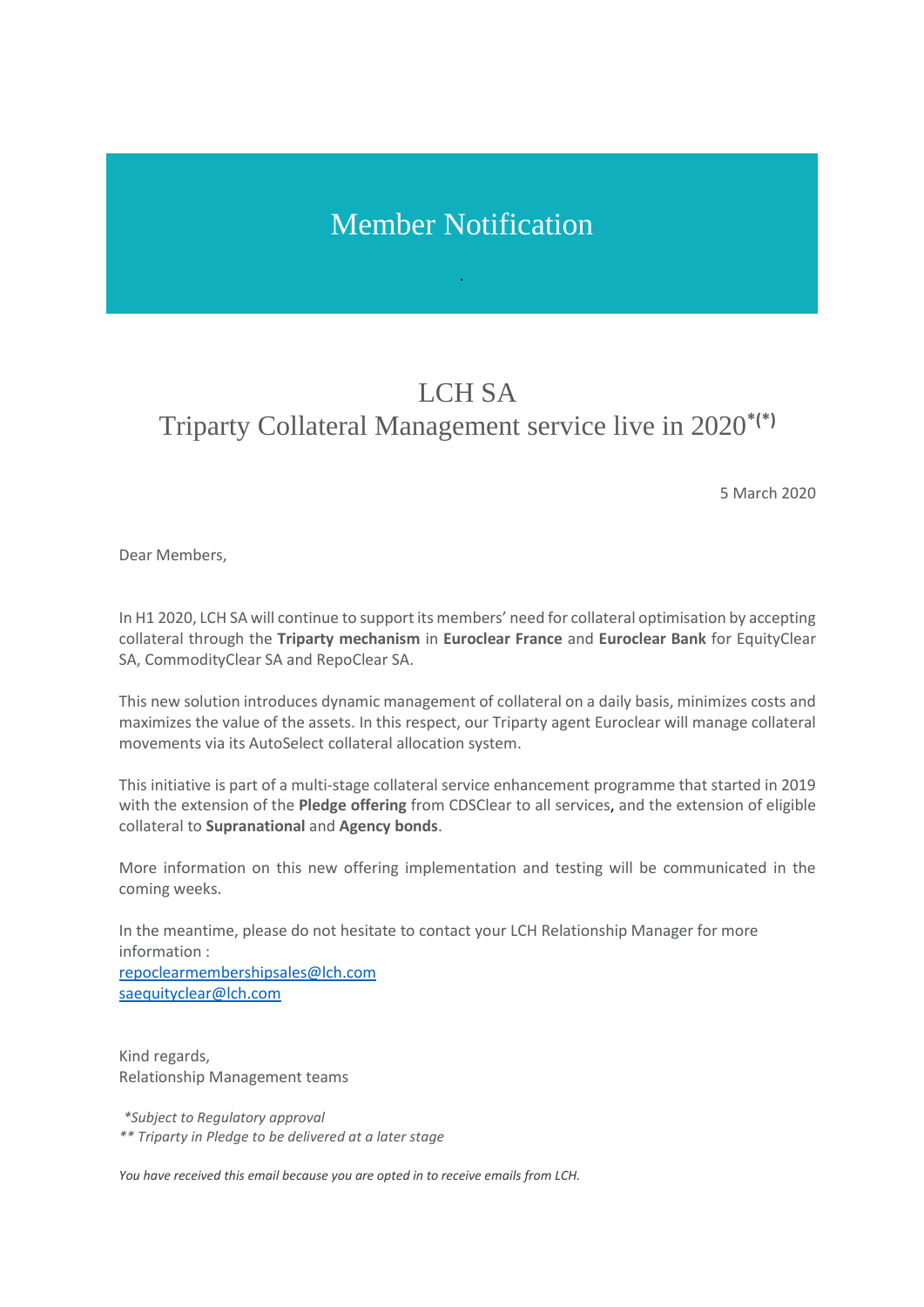# Member Notification

## LCH SA

## Triparty Collateral Management service live in 2020*(*)

5 March 2020

Dear Members,

In H1 2020, LCH SA will continue to support its members' need for collateral optimisation by accepting collateral through the **Triparty mechanism** in **Euroclear France** and **Euroclear Bank** for EquityClear SA, CommodityClear SA and RepoClear SA.

This new solution introduces dynamic management of collateral on a daily basis, minimizes costs and maximizes the value of the assets. In this respect, our Triparty agent Euroclear will manage collateral movements via its AutoSelect collateral allocation system.

This initiative is part of a multi-stage collateral service enhancement programme that started in 2019 with the extension of the **Pledge offering** from CDSClear to all services**,** and the extension of eligible collateral to **Supranational** and **Agency bonds**.

More information on this new offering implementation and testing will be communicated in the coming weeks.

In the meantime, please do not hesitate to contact your LCH Relationship Manager for more information :
[repoclearmembershipsales@lch.com](mailto:repoclearmembershipsales@lch.com)
[saequityclear@lch.com](mailto:saequityclear@lch.com)

Kind regards,
Relationship Management teams

*\*Subject to Regulatory approval*
*\*\* Triparty in Pledge to be delivered at a later stage*

*You have received this email because you are opted in to receive emails from LCH.*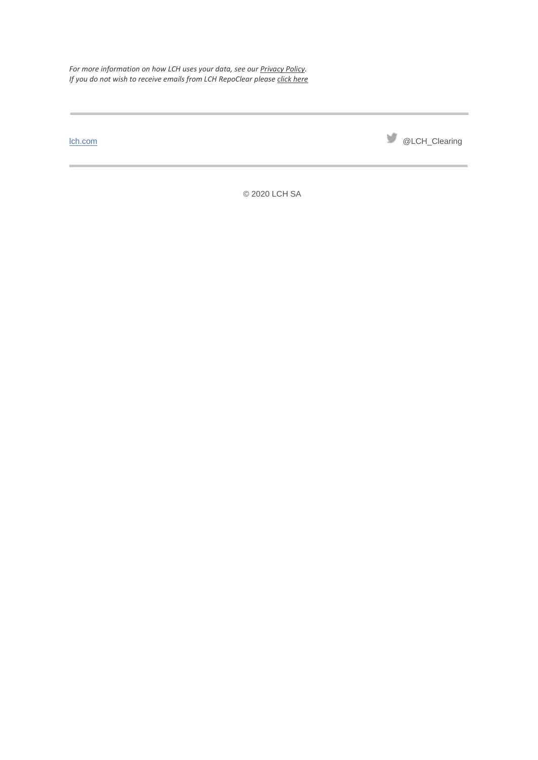*For more information on how LCH uses your data, see our Privacy Policy.*
*If you do not wish to receive emails from LCH RepoClear please click here*

---

lch.com

@LCH_Clearing

---

© 2020 LCH SA